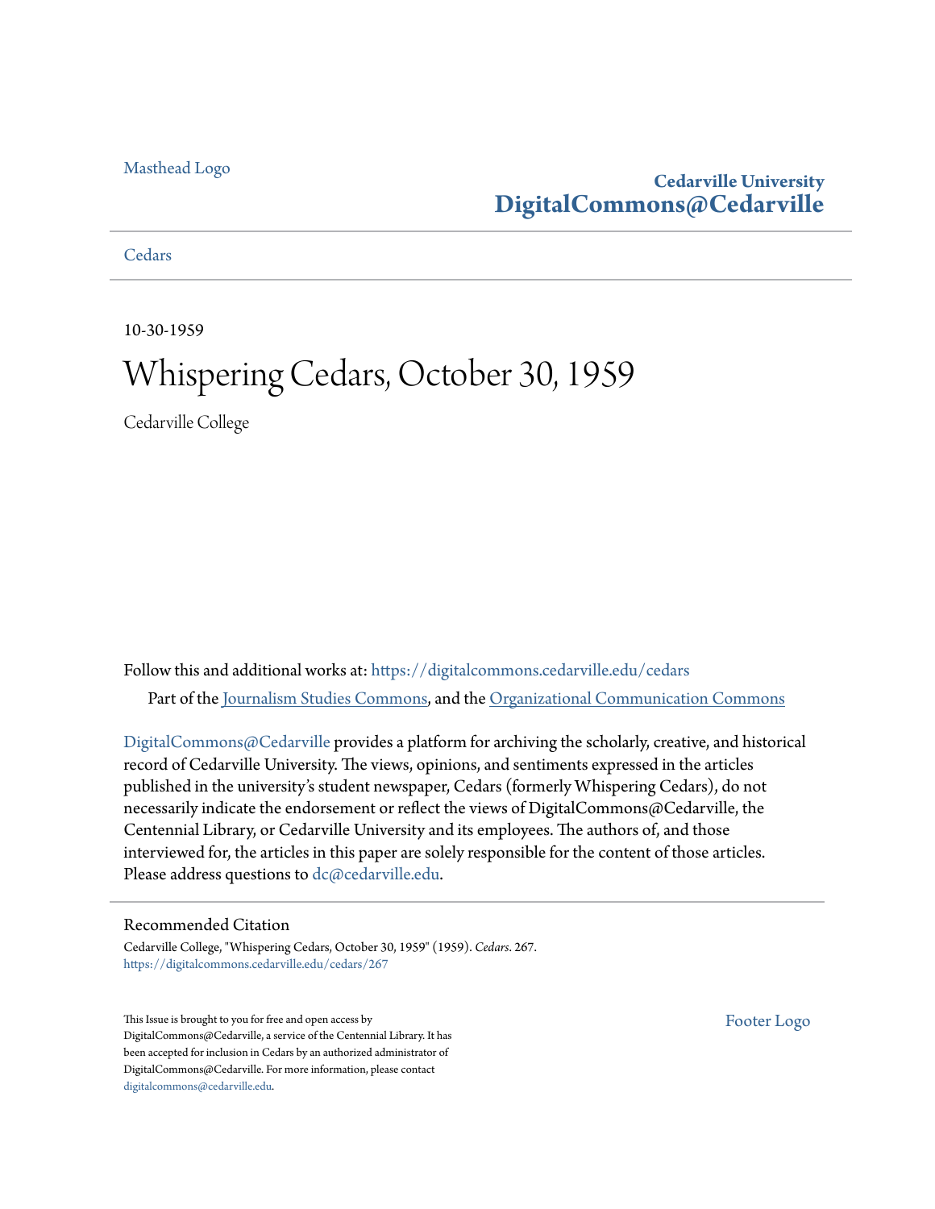Masthead Logo

**Cedarville University**
**DigitalCommons@Cedarville**

Cedars

10-30-1959

# Whispering Cedars, October 30, 1959

Cedarville College

Follow this and additional works at: https://digitalcommons.cedarville.edu/cedars

Part of the Journalism Studies Commons, and the Organizational Communication Commons

DigitalCommons@Cedarville provides a platform for archiving the scholarly, creative, and historical record of Cedarville University. The views, opinions, and sentiments expressed in the articles published in the university's student newspaper, Cedars (formerly Whispering Cedars), do not necessarily indicate the endorsement or reflect the views of DigitalCommons@Cedarville, the Centennial Library, or Cedarville University and its employees. The authors of, and those interviewed for, the articles in this paper are solely responsible for the content of those articles. Please address questions to dc@cedarville.edu.

## Recommended Citation

Cedarville College, "Whispering Cedars, October 30, 1959" (1959). *Cedars*. 267.
https://digitalcommons.cedarville.edu/cedars/267

This Issue is brought to you for free and open access by DigitalCommons@Cedarville, a service of the Centennial Library. It has been accepted for inclusion in Cedars by an authorized administrator of DigitalCommons@Cedarville. For more information, please contact digitalcommons@cedarville.edu.

Footer Logo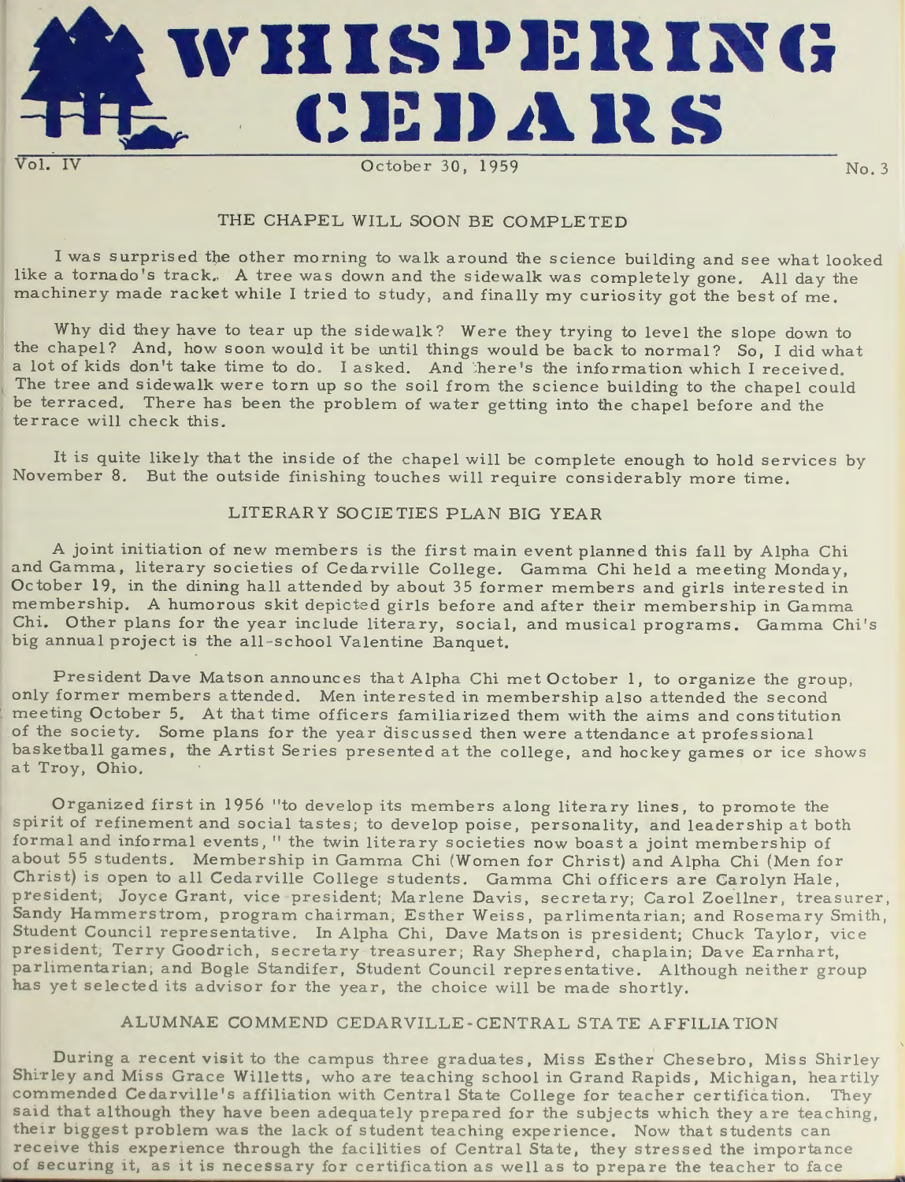# WHISPERING CEDARS

Vol. IV — October 30, 1959 — No. 3

## THE CHAPEL WILL SOON BE COMPLETED

I was surprised the other morning to walk around the science building and see what looked like a tornado's track. A tree was down and the sidewalk was completely gone. All day the machinery made racket while I tried to study, and finally my curiosity got the best of me.

Why did they have to tear up the sidewalk? Were they trying to level the slope down to the chapel? And, how soon would it be until things would be back to normal? So, I did what a lot of kids don't take time to do. I asked. And here's the information which I received. The tree and sidewalk were torn up so the soil from the science building to the chapel could be terraced. There has been the problem of water getting into the chapel before and the terrace will check this.

It is quite likely that the inside of the chapel will be complete enough to hold services by November 8. But the outside finishing touches will require considerably more time.

## LITERARY SOCIETIES PLAN BIG YEAR

A joint initiation of new members is the first main event planned this fall by Alpha Chi and Gamma, literary societies of Cedarville College. Gamma Chi held a meeting Monday, October 19, in the dining hall attended by about 35 former members and girls interested in membership. A humorous skit depicted girls before and after their membership in Gamma Chi. Other plans for the year include literary, social, and musical programs. Gamma Chi's big annual project is the all-school Valentine Banquet.

President Dave Matson announces that Alpha Chi met October 1, to organize the group, only former members attended. Men interested in membership also attended the second meeting October 5. At that time officers familiarized them with the aims and constitution of the society. Some plans for the year discussed then were attendance at professional basketball games, the Artist Series presented at the college, and hockey games or ice shows at Troy, Ohio.

Organized first in 1956 "to develop its members along literary lines, to promote the spirit of refinement and social tastes; to develop poise, personality, and leadership at both formal and informal events," the twin literary societies now boast a joint membership of about 55 students. Membership in Gamma Chi (Women for Christ) and Alpha Chi (Men for Christ) is open to all Cedarville College students. Gamma Chi officers are Carolyn Hale, president; Joyce Grant, vice-president; Marlene Davis, secretary; Carol Zoellner, treasurer, Sandy Hammerstrom, program chairman, Esther Weiss, parlimentarian; and Rosemary Smith, Student Council representative. In Alpha Chi, Dave Matson is president; Chuck Taylor, vice president, Terry Goodrich, secretary-treasurer; Ray Shepherd, chaplain; Dave Earnhart, parlimentarian; and Bogle Standifer, Student Council representative. Although neither group has yet selected its advisor for the year, the choice will be made shortly.

## ALUMNAE COMMEND CEDARVILLE-CENTRAL STATE AFFILIATION

During a recent visit to the campus three graduates, Miss Esther Chesebro, Miss Shirley Shirley and Miss Grace Willetts, who are teaching school in Grand Rapids, Michigan, heartily commended Cedarville's affiliation with Central State College for teacher certification. They said that although they have been adequately prepared for the subjects which they are teaching, their biggest problem was the lack of student teaching experience. Now that students can receive this experience through the facilities of Central State, they stressed the importance of securing it, as it is necessary for certification as well as to prepare the teacher to face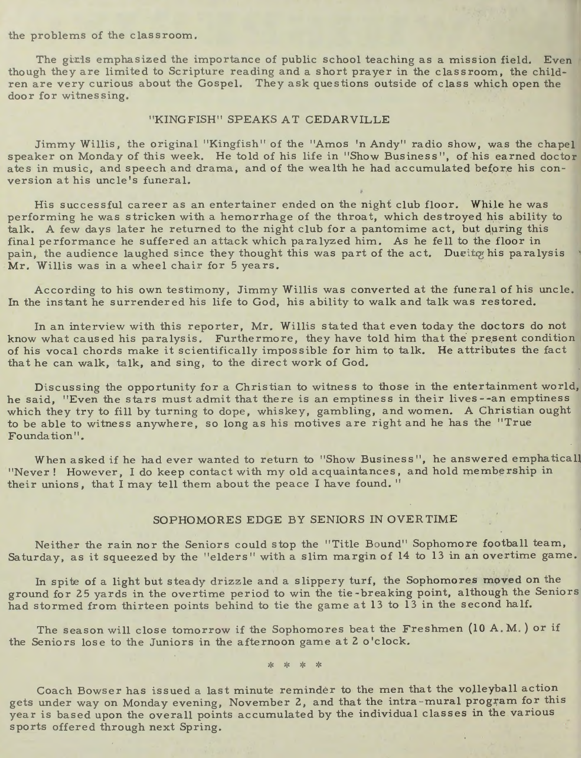the problems of the classroom.

The girls emphasized the importance of public school teaching as a mission field. Even though they are limited to Scripture reading and a short prayer in the classroom, the children are very curious about the Gospel. They ask questions outside of class which open the door for witnessing.

## "KINGFISH" SPEAKS AT CEDARVILLE

Jimmy Willis, the original "Kingfish" of the "Amos 'n Andy" radio show, was the chapel speaker on Monday of this week. He told of his life in "Show Business", of his earned doctorates in music, and speech and drama, and of the wealth he had accumulated before his conversion at his uncle's funeral.

His successful career as an entertainer ended on the night club floor. While he was performing he was stricken with a hemorrhage of the throat, which destroyed his ability to talk. A few days later he returned to the night club for a pantomime act, but during this final performance he suffered an attack which paralyzed him. As he fell to the floor in pain, the audience laughed since they thought this was part of the act. Due to his paralysis Mr. Willis was in a wheel chair for 5 years.

According to his own testimony, Jimmy Willis was converted at the funeral of his uncle. In the instant he surrendered his life to God, his ability to walk and talk was restored.

In an interview with this reporter, Mr. Willis stated that even today the doctors do not know what caused his paralysis. Furthermore, they have told him that the present condition of his vocal chords make it scientifically impossible for him to talk. He attributes the fact that he can walk, talk, and sing, to the direct work of God.

Discussing the opportunity for a Christian to witness to those in the entertainment world, he said, "Even the stars must admit that there is an emptiness in their lives--an emptiness which they try to fill by turning to dope, whiskey, gambling, and women. A Christian ought to be able to witness anywhere, so long as his motives are right and he has the "True Foundation".

When asked if he had ever wanted to return to "Show Business", he answered emphatically "Never! However, I do keep contact with my old acquaintances, and hold membership in their unions, that I may tell them about the peace I have found."

## SOPHOMORES EDGE BY SENIORS IN OVERTIME

Neither the rain nor the Seniors could stop the "Title Bound" Sophomore football team, Saturday, as it squeezed by the "elders" with a slim margin of 14 to 13 in an overtime game.

In spite of a light but steady drizzle and a slippery turf, the Sophomores moved on the ground for 25 yards in the overtime period to win the tie-breaking point, although the Seniors had stormed from thirteen points behind to tie the game at 13 to 13 in the second half.

The season will close tomorrow if the Sophomores beat the Freshmen (10 A.M.) or if the Seniors lose to the Juniors in the afternoon game at 2 o'clock.

* * * *

Coach Bowser has issued a last minute reminder to the men that the volleyball action gets under way on Monday evening, November 2, and that the intra-mural program for this year is based upon the overall points accumulated by the individual classes in the various sports offered through next Spring.